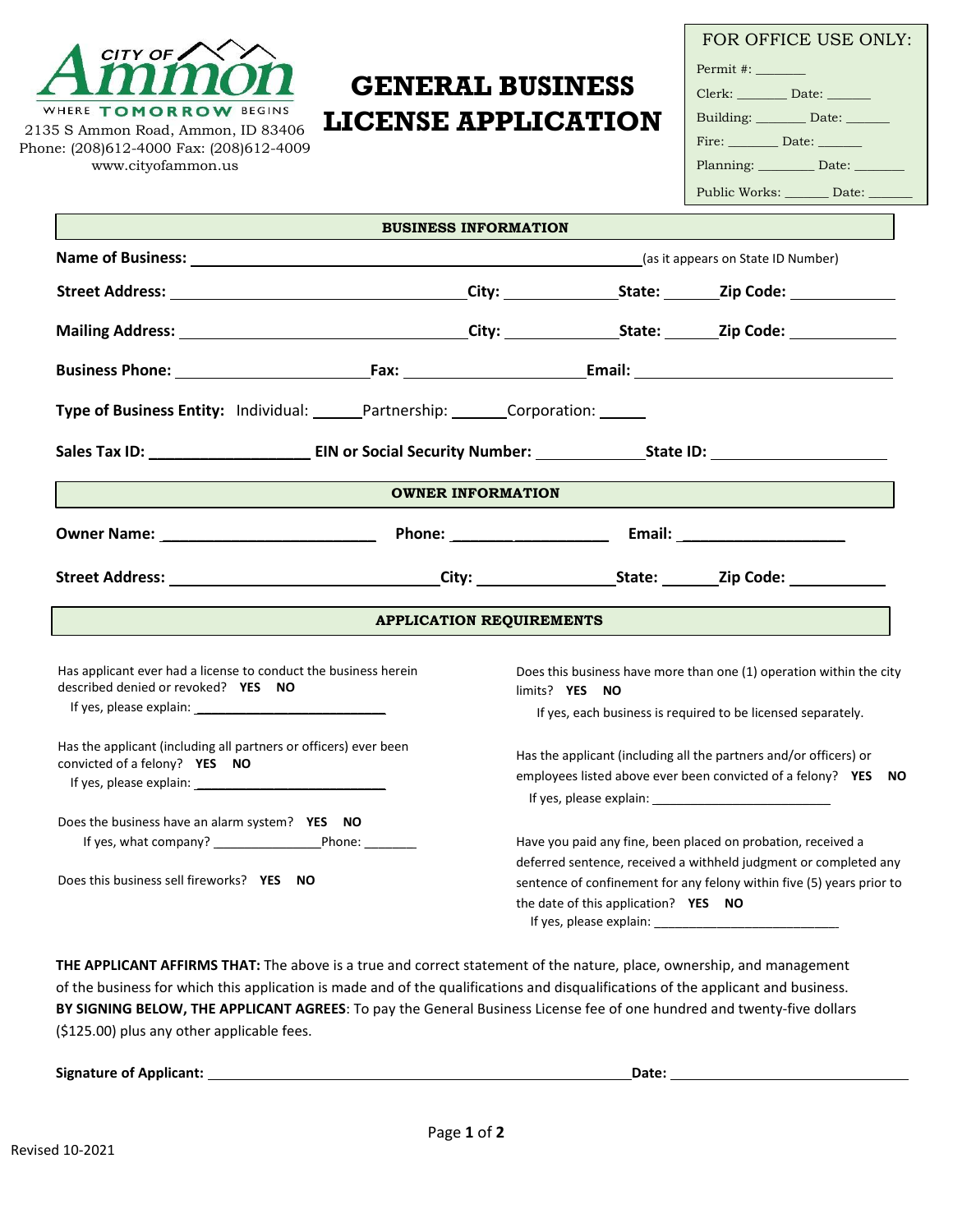CITY OF Ammon
WHERE TOMORROW BEGINS
2135 S Ammon Road, Ammon, ID 83406
Phone: (208)612-4000 Fax: (208)612-4009
www.cityofammon.us

# GENERAL BUSINESS LICENSE APPLICATION

**FOR OFFICE USE ONLY:**

Permit #: _______
Clerk: _______ Date: ______
Building: _______ Date: ______
Fire: _______ Date: ______
Planning: ________ Date: _______
Public Works: ______ Date: ______

## BUSINESS INFORMATION

**Name of Business:** ______________________________ (as it appears on State ID Number)

**Street Address:** ______________________ **City:** ____________ **State:** ______ **Zip Code:** __________

**Mailing Address:** ______________________ **City:** ____________ **State:** ______ **Zip Code:** __________

**Business Phone:** ________________ **Fax:** ________________ **Email:** ______________________

**Type of Business Entity:** Individual: ______ Partnership: _______ Corporation: ______

**Sales Tax ID:** __________________ **EIN or Social Security Number:** ____________ **State ID:** __________________

## OWNER INFORMATION

**Owner Name:** ________________________ **Phone:** __________________ **Email:** ___________________

**Street Address:** ______________________ **City:** ______________ **State:** ______ **Zip Code:** ___________

## APPLICATION REQUIREMENTS

Has applicant ever had a license to conduct the business herein described denied or revoked? **YES NO**
If yes, please explain: ___________________________

Has the applicant (including all partners or officers) ever been convicted of a felony? **YES NO**
If yes, please explain: ___________________________

Does the business have an alarm system? **YES NO**
If yes, what company? _______________ Phone: _______

Does this business sell fireworks? **YES NO**

Does this business have more than one (1) operation within the city limits? **YES NO**
If yes, each business is required to be licensed separately.

Has the applicant (including all the partners and/or officers) or employees listed above ever been convicted of a felony? **YES NO**
If yes, please explain: _________________________

Have you paid any fine, been placed on probation, received a deferred sentence, received a withheld judgment or completed any sentence of confinement for any felony within five (5) years prior to the date of this application? **YES NO**
If yes, please explain: ___________________________

**THE APPLICANT AFFIRMS THAT:** The above is a true and correct statement of the nature, place, ownership, and management of the business for which this application is made and of the qualifications and disqualifications of the applicant and business.
**BY SIGNING BELOW, THE APPLICANT AGREES**: To pay the General Business License fee of one hundred and twenty-five dollars ($125.00) plus any other applicable fees.

**Signature of Applicant:** ______________________________________ **Date:** ____________________

Revised 10-2021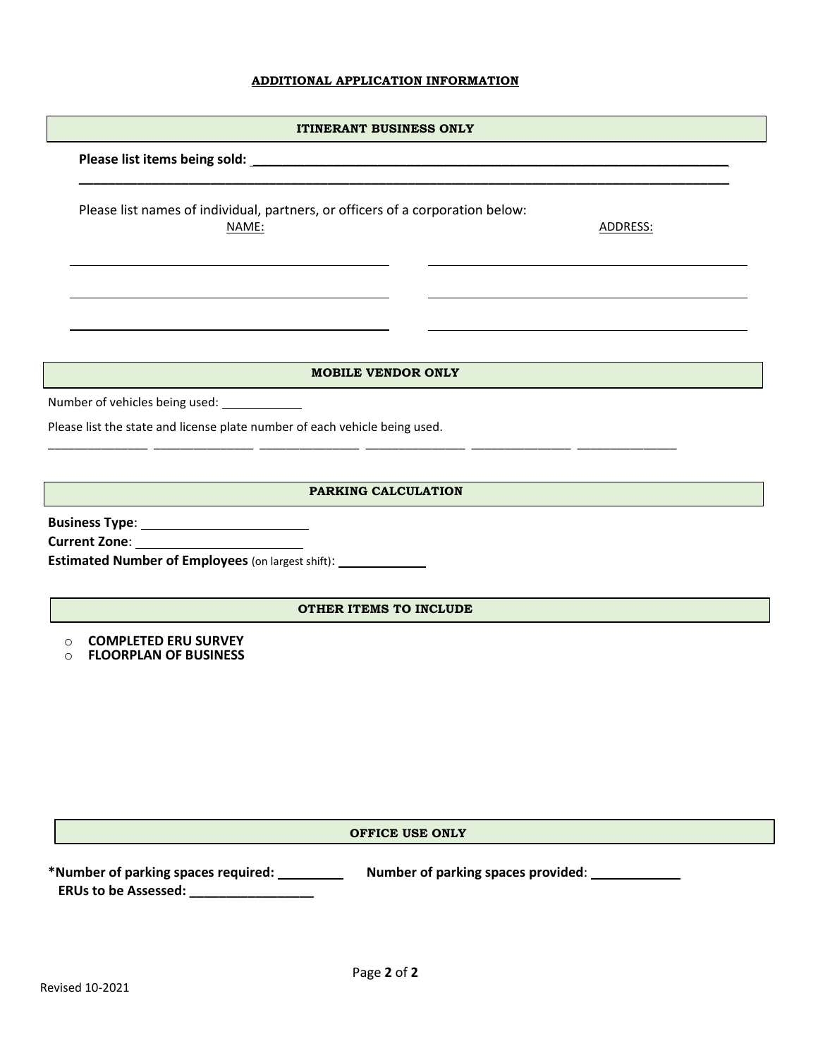## ADDITIONAL APPLICATION INFORMATION

### ITINERANT BUSINESS ONLY

**Please list items being sold:** ______________________________________________________________

______________________________________________________________________________

Please list names of individual, partners, or officers of a corporation below:

| NAME: | ADDRESS: |
| --- | --- |
| | |
| | |
| | |

### MOBILE VENDOR ONLY

Number of vehicles being used: ____________

Please list the state and license plate number of each vehicle being used.

_______________ _______________ _______________ _______________ _______________ _______________

### PARKING CALCULATION

**Business Type**: ________________________

**Current Zone**: ________________________

**Estimated Number of Employees** (on largest shift): ____________

### OTHER ITEMS TO INCLUDE

- **COMPLETED ERU SURVEY**
- **FLOORPLAN OF BUSINESS**

### OFFICE USE ONLY

**\*Number of parking spaces required:** _________ **Number of parking spaces provided**: ____________

**ERUs to be Assessed:** _________________

Revised 10-2021